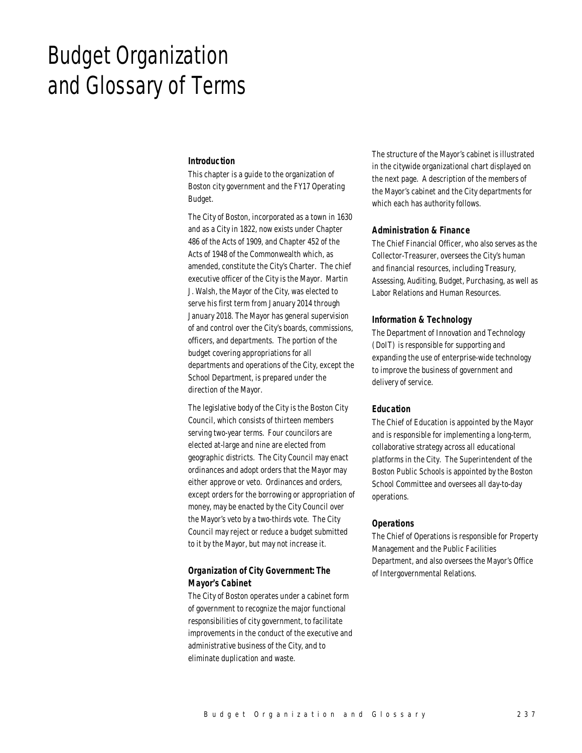# Budget Organization and Glossary of Terms

### Introduction

This chapter is a guide to the organization of Boston city government and the FY17 Operating Budget.

The City of Boston, incorporated as a town in 1630 and as a City in 1822, now exists under Chapter 486 of the Acts of 1909, and Chapter 452 of the Acts of 1948 of the Commonwealth which, as amended, constitute the City's Charter. The chief executive officer of the City is the Mayor. Martin J. Walsh, the Mayor of the City, was elected to serve his first term from January 2014 through January 2018. The Mayor has general supervision of and control over the City's boards, commissions, officers, and departments. The portion of the budget covering appropriations for all departments and operations of the City, except the School Department, is prepared under the direction of the Mayor.

The legislative body of the City is the Boston City Council, which consists of thirteen members serving two-year terms. Four councilors are elected at-large and nine are elected from geographic districts. The City Council may enact ordinances and adopt orders that the Mayor may either approve or veto. Ordinances and orders, except orders for the borrowing or appropriation of money, may be enacted by the City Council over the Mayor's veto by a two-thirds vote. The City Council may reject or reduce a budget submitted to it by the Mayor, but may not increase it.

### Organization of City Government: The Mayor's Cabinet

The City of Boston operates under a cabinet form of government to recognize the major functional responsibilities of city government, to facilitate improvements in the conduct of the executive and administrative business of the City, and to eliminate duplication and waste.

The structure of the Mayor's cabinet is illustrated in the citywide organizational chart displayed on the next page. A description of the members of the Mayor's cabinet and the City departments for which each has authority follows.

### Administration & Finance

The Chief Financial Officer, who also serves as the Collector-Treasurer, oversees the City's human and financial resources, including Treasury, Assessing, Auditing, Budget, Purchasing, as well as Labor Relations and Human Resources.

### Information & Technology

The Department of Innovation and Technology (DoIT) is responsible for supporting and expanding the use of enterprise-wide technology to improve the business of government and delivery of service.

### Education

The Chief of Education is appointed by the Mayor and is responsible for implementing a long-term, collaborative strategy across all educational platforms in the City. The Superintendent of the Boston Public Schools is appointed by the Boston School Committee and oversees all day-to-day operations.

### Operations

The Chief of Operations is responsible for Property Management and the Public Facilities Department, and also oversees the Mayor's Office of Intergovernmental Relations.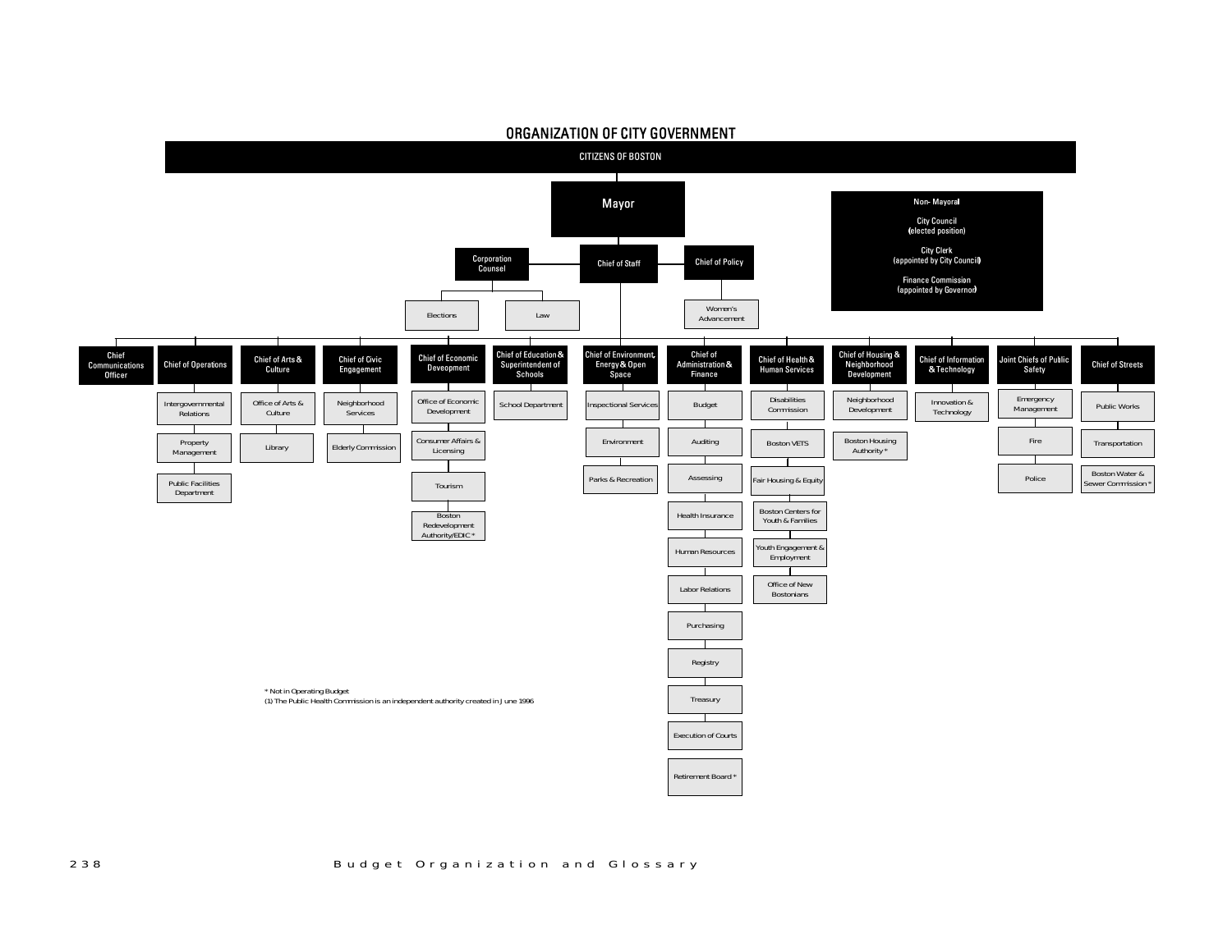# ORGANIZATION OF CITY GOVERNMENT

**CITIZENS OF BOSTON**

**Mayor**

- **Corporation Counsel**
  - Elections
  - Law
- **Chief of Staff**
- **Chief of Policy**
  - Women's Advancement

**Non- Mayoral**

- City Council (elected position)
- City Clerk (appointed by City Council)
- Finance Commission (appointed by Governor)

---

- **Chief Communications Officer**
- **Chief of Operations**
  - Intergovernmental Relations
  - Property Management
  - Public Facilities Department
- **Chief of Arts & Culture**
  - Office of Arts & Culture
  - Library
- **Chief of Civic Engagement**
  - Neighborhood Services
  - Elderly Commission
- **Chief of Economic Deveopment**
  - Office of Economic Development
  - Consumer Affairs & Licensing
  - Tourism
  - Boston Redevelopment Authority/EDIC *
- **Chief of Education & Superintendent of Schools**
  - School Department
- **Chief of Environment, Energy & Open Space**
  - Inspectional Services
  - Environment
  - Parks & Recreation
- **Chief of Administration & Finance**
  - Budget
  - Auditing
  - Assessing
  - Health Insurance
  - Human Resources
  - Labor Relations
  - Purchasing
  - Registry
  - Treasury
  - Execution of Courts
  - Retirement Board *
- **Chief of Health & Human Services**
  - Disabilities Commission
  - Boston VETS
  - Fair Housing & Equity
  - Boston Centers for Youth & Families
  - Youth Engagement & Employment
  - Office of New Bostonians
- **Chief of Housing & Neighborhood Development**
  - Neighborhood Development
  - Boston Housing Authority *
- **Chief of Information & Technology**
  - Innovation & Technology
- **Joint Chiefs of Public Safety**
  - Emergency Management
  - Fire
  - Police
- **Chief of Streets**
  - Public Works
  - Transportation
  - Boston Water & Sewer Commission *

\* Not in Operating Budget

(1) The Public Health Commission is an independent authority created in June 1996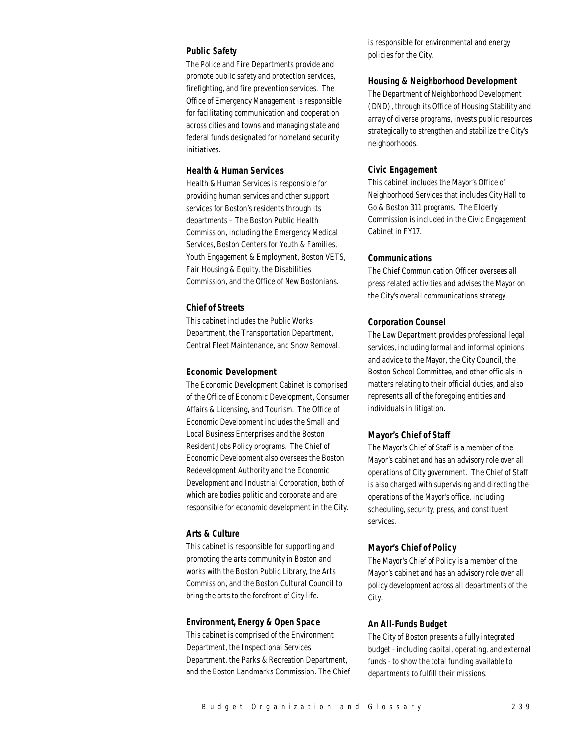### Public Safety

The Police and Fire Departments provide and promote public safety and protection services, firefighting, and fire prevention services. The Office of Emergency Management is responsible for facilitating communication and cooperation across cities and towns and managing state and federal funds designated for homeland security initiatives.

### Health & Human Services

Health & Human Services is responsible for providing human services and other support services for Boston's residents through its departments – The Boston Public Health Commission, including the Emergency Medical Services, Boston Centers for Youth & Families, Youth Engagement & Employment, Boston VETS, Fair Housing & Equity, the Disabilities Commission, and the Office of New Bostonians.

### Chief of Streets

This cabinet includes the Public Works Department, the Transportation Department, Central Fleet Maintenance, and Snow Removal.

### Economic Development

The Economic Development Cabinet is comprised of the Office of Economic Development, Consumer Affairs & Licensing, and Tourism. The Office of Economic Development includes the Small and Local Business Enterprises and the Boston Resident Jobs Policy programs. The Chief of Economic Development also oversees the Boston Redevelopment Authority and the Economic Development and Industrial Corporation, both of which are bodies politic and corporate and are responsible for economic development in the City.

### Arts & Culture

This cabinet is responsible for supporting and promoting the arts community in Boston and works with the Boston Public Library, the Arts Commission, and the Boston Cultural Council to bring the arts to the forefront of City life.

### Environment, Energy & Open Space

This cabinet is comprised of the Environment Department, the Inspectional Services Department, the Parks & Recreation Department, and the Boston Landmarks Commission. The Chief is responsible for environmental and energy policies for the City.

### Housing & Neighborhood Development

The Department of Neighborhood Development (DND), through its Office of Housing Stability and array of diverse programs, invests public resources strategically to strengthen and stabilize the City's neighborhoods.

### Civic Engagement

This cabinet includes the Mayor's Office of Neighborhood Services that includes City Hall to Go & Boston 311 programs. The Elderly Commission is included in the Civic Engagement Cabinet in FY17.

### Communications

The Chief Communication Officer oversees all press related activities and advises the Mayor on the City's overall communications strategy.

### Corporation Counsel

The Law Department provides professional legal services, including formal and informal opinions and advice to the Mayor, the City Council, the Boston School Committee, and other officials in matters relating to their official duties, and also represents all of the foregoing entities and individuals in litigation.

### Mayor's Chief of Staff

The Mayor's Chief of Staff is a member of the Mayor's cabinet and has an advisory role over all operations of City government. The Chief of Staff is also charged with supervising and directing the operations of the Mayor's office, including scheduling, security, press, and constituent services.

### Mayor's Chief of Policy

The Mayor's Chief of Policy is a member of the Mayor's cabinet and has an advisory role over all policy development across all departments of the City.

### An All-Funds Budget

The City of Boston presents a fully integrated budget - including capital, operating, and external funds - to show the total funding available to departments to fulfill their missions.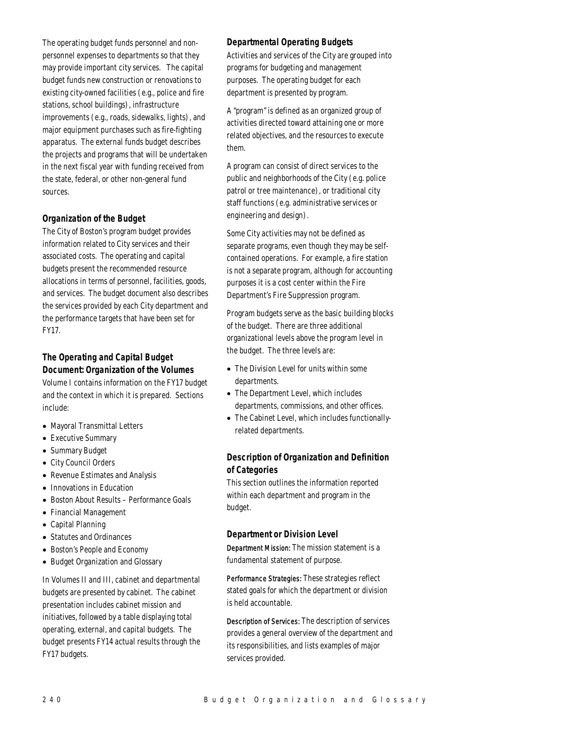The operating budget funds personnel and non-personnel expenses to departments so that they may provide important city services. The capital budget funds new construction or renovations to existing city-owned facilities (e.g., police and fire stations, school buildings), infrastructure improvements (e.g., roads, sidewalks, lights), and major equipment purchases such as fire-fighting apparatus. The external funds budget describes the projects and programs that will be undertaken in the next fiscal year with funding received from the state, federal, or other non-general fund sources.

### Organization of the Budget

The City of Boston's program budget provides information related to City services and their associated costs. The operating and capital budgets present the recommended resource allocations in terms of personnel, facilities, goods, and services. The budget document also describes the services provided by each City department and the performance targets that have been set for FY17.

### The Operating and Capital Budget Document: Organization of the Volumes

Volume I contains information on the FY17 budget and the context in which it is prepared. Sections include:

- Mayoral Transmittal Letters
- Executive Summary
- Summary Budget
- City Council Orders
- Revenue Estimates and Analysis
- Innovations in Education
- Boston About Results – Performance Goals
- Financial Management
- Capital Planning
- Statutes and Ordinances
- Boston's People and Economy
- Budget Organization and Glossary

In Volumes II and III, cabinet and departmental budgets are presented by cabinet. The cabinet presentation includes cabinet mission and initiatives, followed by a table displaying total operating, external, and capital budgets. The budget presents FY14 actual results through the FY17 budgets.

### Departmental Operating Budgets

Activities and services of the City are grouped into programs for budgeting and management purposes. The operating budget for each department is presented by program.

A "program" is defined as an organized group of activities directed toward attaining one or more related objectives, and the resources to execute them.

A program can consist of direct services to the public and neighborhoods of the City (e.g. police patrol or tree maintenance), or traditional city staff functions (e.g. administrative services or engineering and design).

Some City activities may not be defined as separate programs, even though they may be self-contained operations. For example, a fire station is not a separate program, although for accounting purposes it is a cost center within the Fire Department's Fire Suppression program.

Program budgets serve as the basic building blocks of the budget. There are three additional organizational levels above the program level in the budget. The three levels are:

- The Division Level for units within some departments.
- The Department Level, which includes departments, commissions, and other offices.
- The Cabinet Level, which includes functionally-related departments.

### Description of Organization and Definition of Categories

This section outlines the information reported within each department and program in the budget.

### Department or Division Level

**Department Mission:** The mission statement is a fundamental statement of purpose.

**Performance Strategies:** These strategies reflect stated goals for which the department or division is held accountable.

**Description of Services:** The description of services provides a general overview of the department and its responsibilities, and lists examples of major services provided.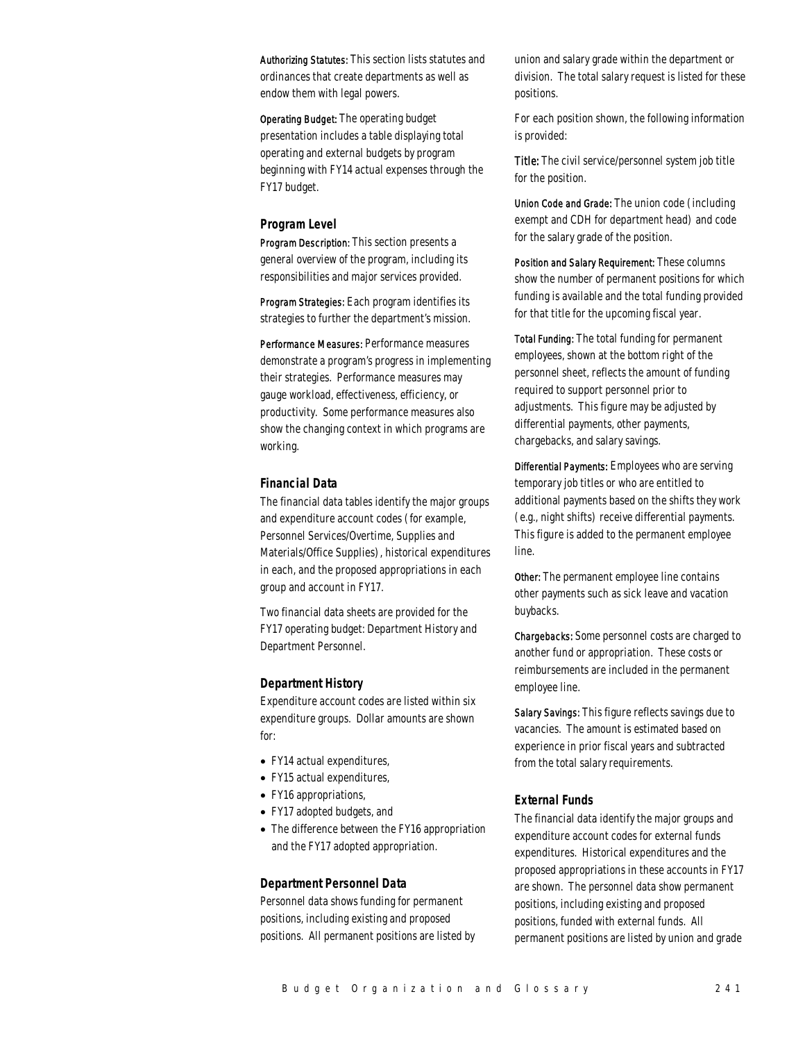**Authorizing Statutes:** This section lists statutes and ordinances that create departments as well as endow them with legal powers.

**Operating Budget:** The operating budget presentation includes a table displaying total operating and external budgets by program beginning with FY14 actual expenses through the FY17 budget.

### Program Level

**Program Description:** This section presents a general overview of the program, including its responsibilities and major services provided.

**Program Strategies:** Each program identifies its strategies to further the department's mission.

**Performance Measures:** Performance measures demonstrate a program's progress in implementing their strategies. Performance measures may gauge workload, effectiveness, efficiency, or productivity. Some performance measures also show the changing context in which programs are working.

### Financial Data

The financial data tables identify the major groups and expenditure account codes (for example, Personnel Services/Overtime, Supplies and Materials/Office Supplies), historical expenditures in each, and the proposed appropriations in each group and account in FY17.

Two financial data sheets are provided for the FY17 operating budget: Department History and Department Personnel.

### Department History

Expenditure account codes are listed within six expenditure groups. Dollar amounts are shown for:

- FY14 actual expenditures,
- FY15 actual expenditures,
- FY16 appropriations,
- FY17 adopted budgets, and
- The difference between the FY16 appropriation and the FY17 adopted appropriation.

### Department Personnel Data

Personnel data shows funding for permanent positions, including existing and proposed positions. All permanent positions are listed by union and salary grade within the department or division. The total salary request is listed for these positions.

For each position shown, the following information is provided:

**Title:** The civil service/personnel system job title for the position.

**Union Code and Grade:** The union code (including exempt and CDH for department head) and code for the salary grade of the position.

**Position and Salary Requirement:** These columns show the number of permanent positions for which funding is available and the total funding provided for that title for the upcoming fiscal year.

**Total Funding:** The total funding for permanent employees, shown at the bottom right of the personnel sheet, reflects the amount of funding required to support personnel prior to adjustments. This figure may be adjusted by differential payments, other payments, chargebacks, and salary savings.

**Differential Payments:** Employees who are serving temporary job titles or who are entitled to additional payments based on the shifts they work (e.g., night shifts) receive differential payments. This figure is added to the permanent employee line.

**Other:** The permanent employee line contains other payments such as sick leave and vacation buybacks.

**Chargebacks:** Some personnel costs are charged to another fund or appropriation. These costs or reimbursements are included in the permanent employee line.

**Salary Savings:** This figure reflects savings due to vacancies. The amount is estimated based on experience in prior fiscal years and subtracted from the total salary requirements.

### External Funds

The financial data identify the major groups and expenditure account codes for external funds expenditures. Historical expenditures and the proposed appropriations in these accounts in FY17 are shown. The personnel data show permanent positions, including existing and proposed positions, funded with external funds. All permanent positions are listed by union and grade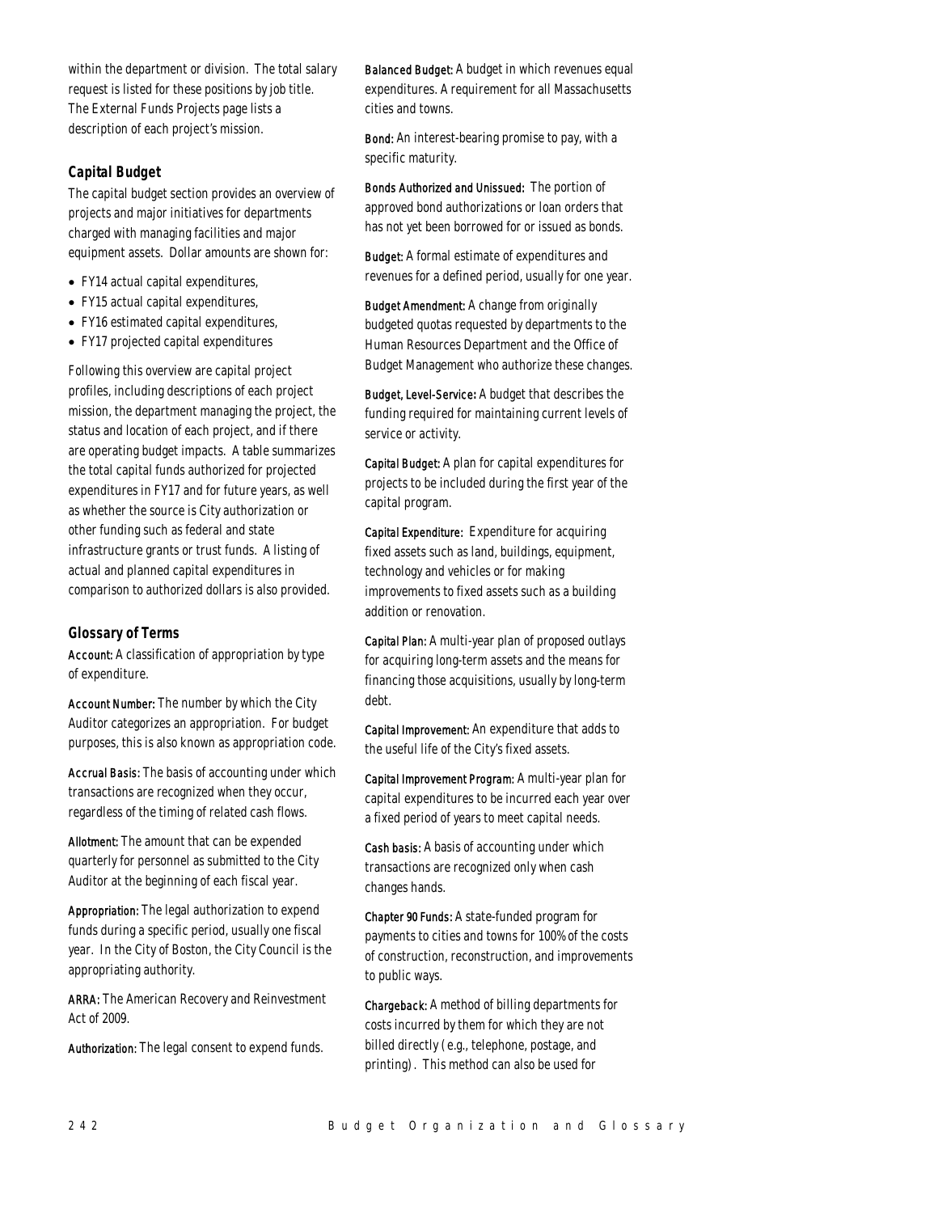within the department or division. The total salary request is listed for these positions by job title. The External Funds Projects page lists a description of each project's mission.

### Capital Budget

The capital budget section provides an overview of projects and major initiatives for departments charged with managing facilities and major equipment assets. Dollar amounts are shown for:

- FY14 actual capital expenditures,
- FY15 actual capital expenditures,
- FY16 estimated capital expenditures,
- FY17 projected capital expenditures

Following this overview are capital project profiles, including descriptions of each project mission, the department managing the project, the status and location of each project, and if there are operating budget impacts. A table summarizes the total capital funds authorized for projected expenditures in FY17 and for future years, as well as whether the source is City authorization or other funding such as federal and state infrastructure grants or trust funds. A listing of actual and planned capital expenditures in comparison to authorized dollars is also provided.

### Glossary of Terms

**Account:** A classification of appropriation by type of expenditure.

**Account Number:** The number by which the City Auditor categorizes an appropriation. For budget purposes, this is also known as appropriation code.

**Accrual Basis:** The basis of accounting under which transactions are recognized when they occur, regardless of the timing of related cash flows.

**Allotment:** The amount that can be expended quarterly for personnel as submitted to the City Auditor at the beginning of each fiscal year.

**Appropriation:** The legal authorization to expend funds during a specific period, usually one fiscal year. In the City of Boston, the City Council is the appropriating authority.

**ARRA:** The American Recovery and Reinvestment Act of 2009.

**Authorization:** The legal consent to expend funds.

**Balanced Budget:** A budget in which revenues equal expenditures. A requirement for all Massachusetts cities and towns.

**Bond:** An interest-bearing promise to pay, with a specific maturity.

**Bonds Authorized and Unissued:** The portion of approved bond authorizations or loan orders that has not yet been borrowed for or issued as bonds.

**Budget:** A formal estimate of expenditures and revenues for a defined period, usually for one year.

**Budget Amendment:** A change from originally budgeted quotas requested by departments to the Human Resources Department and the Office of Budget Management who authorize these changes.

**Budget, Level-Service:** A budget that describes the funding required for maintaining current levels of service or activity.

**Capital Budget:** A plan for capital expenditures for projects to be included during the first year of the capital program.

**Capital Expenditure:** Expenditure for acquiring fixed assets such as land, buildings, equipment, technology and vehicles or for making improvements to fixed assets such as a building addition or renovation.

**Capital Plan:** A multi-year plan of proposed outlays for acquiring long-term assets and the means for financing those acquisitions, usually by long-term debt.

**Capital Improvement:** An expenditure that adds to the useful life of the City's fixed assets.

**Capital Improvement Program:** A multi-year plan for capital expenditures to be incurred each year over a fixed period of years to meet capital needs.

**Cash basis:** A basis of accounting under which transactions are recognized only when cash changes hands.

**Chapter 90 Funds:** A state-funded program for payments to cities and towns for 100% of the costs of construction, reconstruction, and improvements to public ways.

**Chargeback:** A method of billing departments for costs incurred by them for which they are not billed directly (e.g., telephone, postage, and printing). This method can also be used for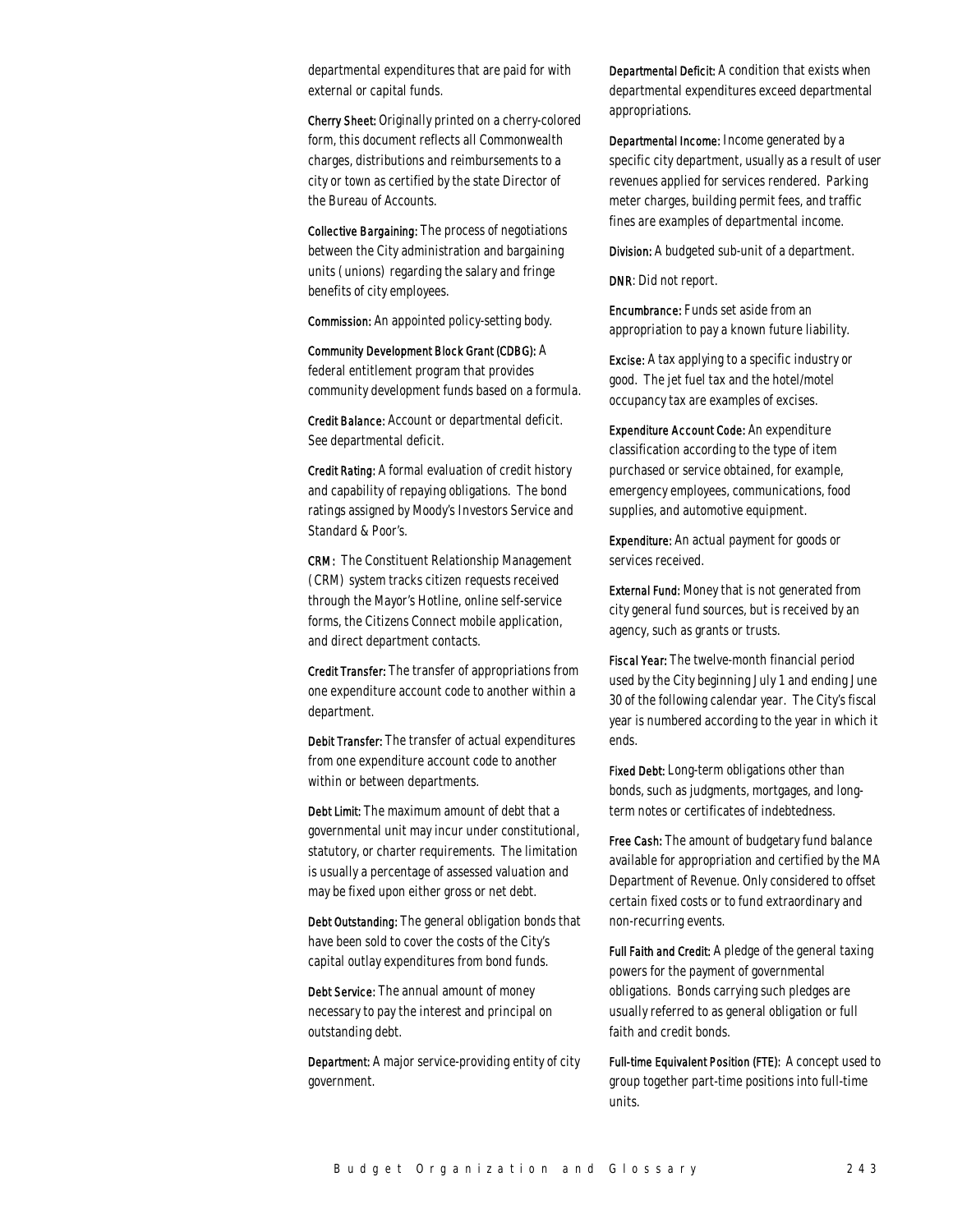departmental expenditures that are paid for with external or capital funds.

**Cherry Sheet:** Originally printed on a cherry-colored form, this document reflects all Commonwealth charges, distributions and reimbursements to a city or town as certified by the state Director of the Bureau of Accounts.

**Collective Bargaining:** The process of negotiations between the City administration and bargaining units (unions) regarding the salary and fringe benefits of city employees.

**Commission:** An appointed policy-setting body.

**Community Development Block Grant (CDBG):** A federal entitlement program that provides community development funds based on a formula.

**Credit Balance:** Account or departmental deficit. See departmental deficit.

**Credit Rating:** A formal evaluation of credit history and capability of repaying obligations. The bond ratings assigned by Moody's Investors Service and Standard & Poor's.

**CRM:** The Constituent Relationship Management (CRM) system tracks citizen requests received through the Mayor's Hotline, online self-service forms, the Citizens Connect mobile application, and direct department contacts.

**Credit Transfer:** The transfer of appropriations from one expenditure account code to another within a department.

**Debit Transfer:** The transfer of actual expenditures from one expenditure account code to another within or between departments.

**Debt Limit:** The maximum amount of debt that a governmental unit may incur under constitutional, statutory, or charter requirements. The limitation is usually a percentage of assessed valuation and may be fixed upon either gross or net debt.

**Debt Outstanding:** The general obligation bonds that have been sold to cover the costs of the City's capital outlay expenditures from bond funds.

**Debt Service:** The annual amount of money necessary to pay the interest and principal on outstanding debt.

**Department:** A major service-providing entity of city government.

**Departmental Deficit:** A condition that exists when departmental expenditures exceed departmental appropriations.

**Departmental Income:** Income generated by a specific city department, usually as a result of user revenues applied for services rendered. Parking meter charges, building permit fees, and traffic fines are examples of departmental income.

**Division:** A budgeted sub-unit of a department.

**DNR**: Did not report.

**Encumbrance:** Funds set aside from an appropriation to pay a known future liability.

**Excise:** A tax applying to a specific industry or good. The jet fuel tax and the hotel/motel occupancy tax are examples of excises.

**Expenditure Account Code:** An expenditure classification according to the type of item purchased or service obtained, for example, emergency employees, communications, food supplies, and automotive equipment.

**Expenditure:** An actual payment for goods or services received.

**External Fund:** Money that is not generated from city general fund sources, but is received by an agency, such as grants or trusts.

**Fiscal Year:** The twelve-month financial period used by the City beginning July 1 and ending June 30 of the following calendar year. The City's fiscal year is numbered according to the year in which it ends.

**Fixed Debt:** Long-term obligations other than bonds, such as judgments, mortgages, and long-term notes or certificates of indebtedness.

**Free Cash:** The amount of budgetary fund balance available for appropriation and certified by the MA Department of Revenue. Only considered to offset certain fixed costs or to fund extraordinary and non-recurring events.

**Full Faith and Credit:** A pledge of the general taxing powers for the payment of governmental obligations. Bonds carrying such pledges are usually referred to as general obligation or full faith and credit bonds.

**Full-time Equivalent Position (FTE):** A concept used to group together part-time positions into full-time units.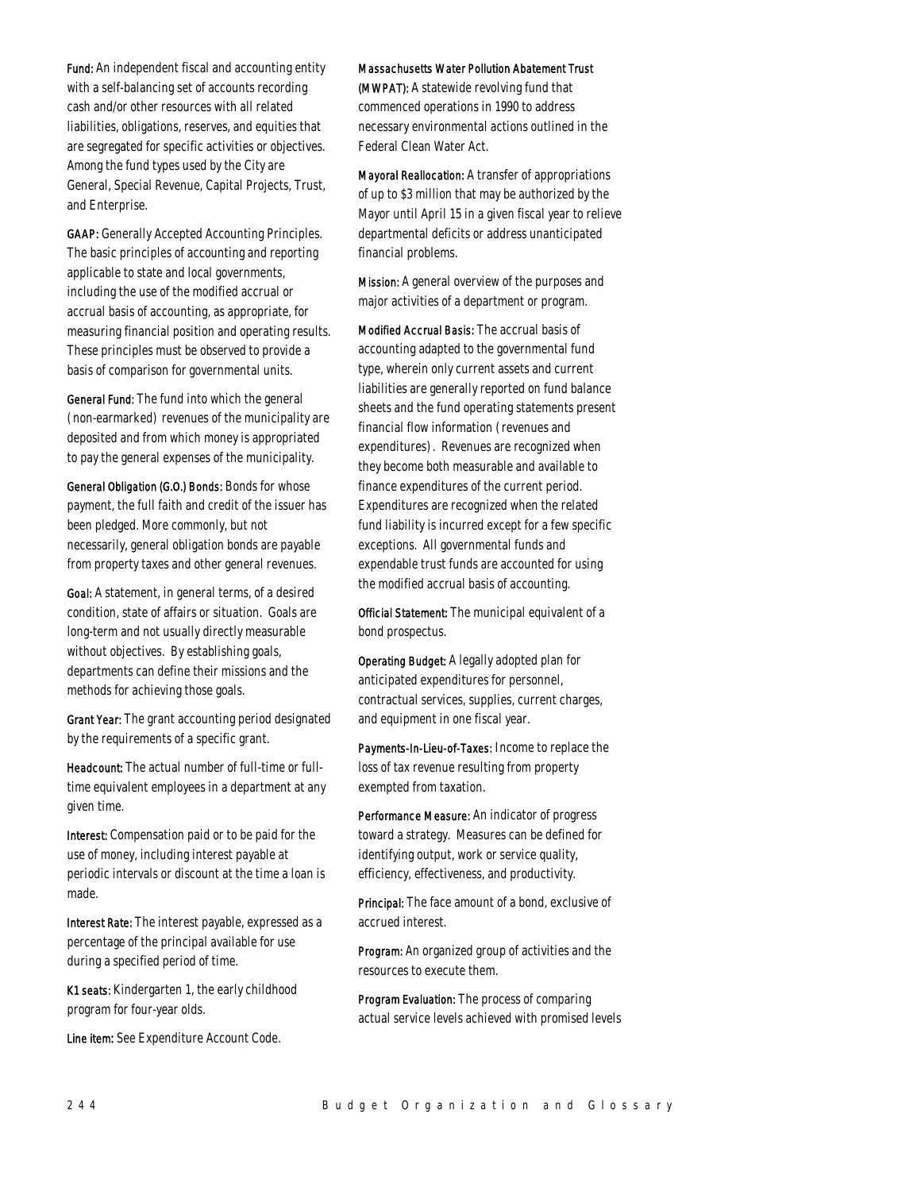**Fund:** An independent fiscal and accounting entity with a self-balancing set of accounts recording cash and/or other resources with all related liabilities, obligations, reserves, and equities that are segregated for specific activities or objectives. Among the fund types used by the City are General, Special Revenue, Capital Projects, Trust, and Enterprise.

**GAAP:** Generally Accepted Accounting Principles. The basic principles of accounting and reporting applicable to state and local governments, including the use of the modified accrual or accrual basis of accounting, as appropriate, for measuring financial position and operating results. These principles must be observed to provide a basis of comparison for governmental units.

**General Fund:** The fund into which the general (non-earmarked) revenues of the municipality are deposited and from which money is appropriated to pay the general expenses of the municipality.

**General Obligation (G.O.) Bonds:** Bonds for whose payment, the full faith and credit of the issuer has been pledged. More commonly, but not necessarily, general obligation bonds are payable from property taxes and other general revenues.

**Goal:** A statement, in general terms, of a desired condition, state of affairs or situation. Goals are long-term and not usually directly measurable without objectives. By establishing goals, departments can define their missions and the methods for achieving those goals.

**Grant Year:** The grant accounting period designated by the requirements of a specific grant.

**Headcount:** The actual number of full-time or full-time equivalent employees in a department at any given time.

**Interest:** Compensation paid or to be paid for the use of money, including interest payable at periodic intervals or discount at the time a loan is made.

**Interest Rate:** The interest payable, expressed as a percentage of the principal available for use during a specified period of time.

**K1 seats:** Kindergarten 1, the early childhood program for four-year olds.

**Line item:** See Expenditure Account Code.

**Massachusetts Water Pollution Abatement Trust (MWPAT):** A statewide revolving fund that commenced operations in 1990 to address necessary environmental actions outlined in the Federal Clean Water Act.

**Mayoral Reallocation:** A transfer of appropriations of up to $3 million that may be authorized by the Mayor until April 15 in a given fiscal year to relieve departmental deficits or address unanticipated financial problems.

**Mission:** A general overview of the purposes and major activities of a department or program.

**Modified Accrual Basis:** The accrual basis of accounting adapted to the governmental fund type, wherein only current assets and current liabilities are generally reported on fund balance sheets and the fund operating statements present financial flow information (revenues and expenditures). Revenues are recognized when they become both measurable and available to finance expenditures of the current period. Expenditures are recognized when the related fund liability is incurred except for a few specific exceptions. All governmental funds and expendable trust funds are accounted for using the modified accrual basis of accounting.

**Official Statement:** The municipal equivalent of a bond prospectus.

**Operating Budget:** A legally adopted plan for anticipated expenditures for personnel, contractual services, supplies, current charges, and equipment in one fiscal year.

**Payments-In-Lieu-of-Taxes:** Income to replace the loss of tax revenue resulting from property exempted from taxation.

**Performance Measure:** An indicator of progress toward a strategy. Measures can be defined for identifying output, work or service quality, efficiency, effectiveness, and productivity.

**Principal:** The face amount of a bond, exclusive of accrued interest.

**Program:** An organized group of activities and the resources to execute them.

**Program Evaluation:** The process of comparing actual service levels achieved with promised levels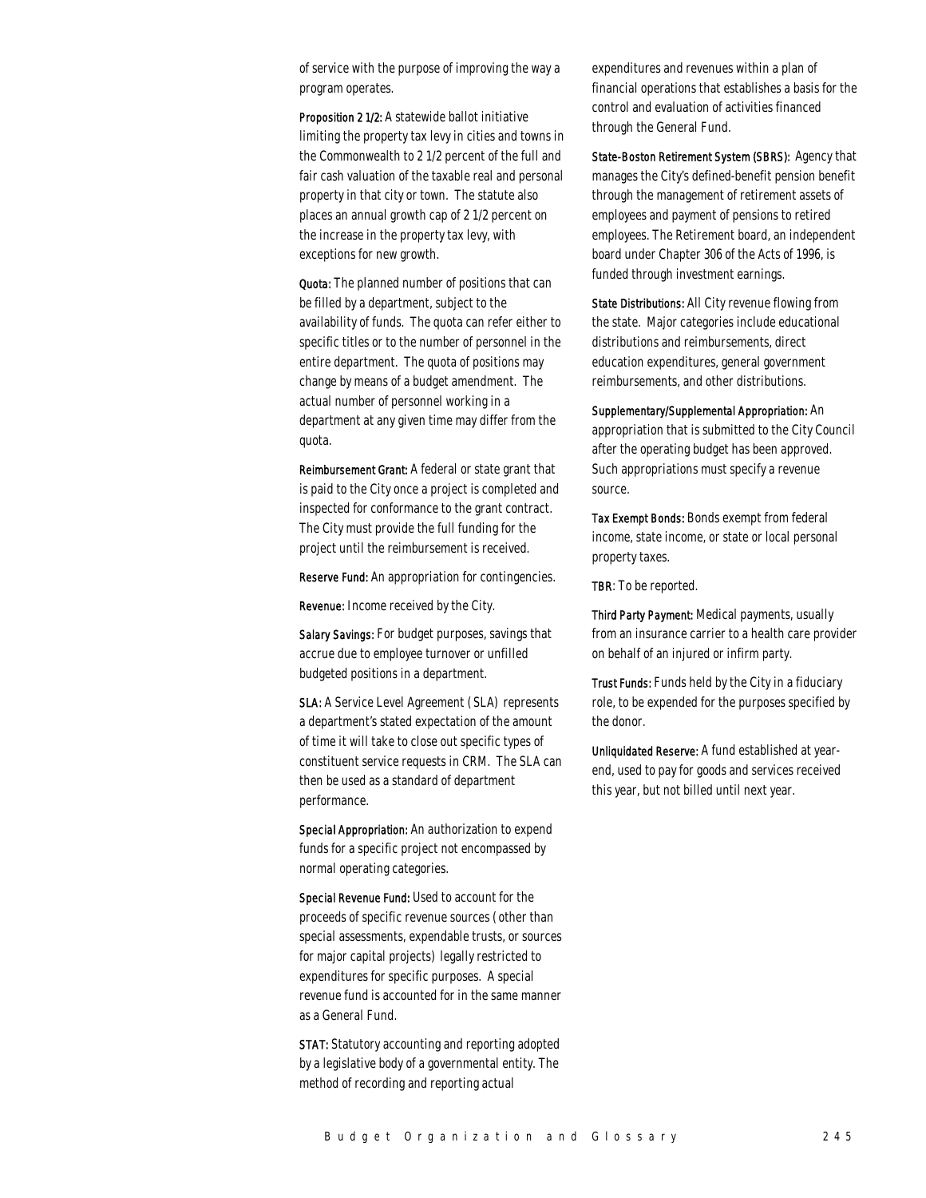of service with the purpose of improving the way a program operates.

**Proposition 2 1/2:** A statewide ballot initiative limiting the property tax levy in cities and towns in the Commonwealth to 2 1/2 percent of the full and fair cash valuation of the taxable real and personal property in that city or town. The statute also places an annual growth cap of 2 1/2 percent on the increase in the property tax levy, with exceptions for new growth.

**Quota:** The planned number of positions that can be filled by a department, subject to the availability of funds. The quota can refer either to specific titles or to the number of personnel in the entire department. The quota of positions may change by means of a budget amendment. The actual number of personnel working in a department at any given time may differ from the quota.

**Reimbursement Grant:** A federal or state grant that is paid to the City once a project is completed and inspected for conformance to the grant contract. The City must provide the full funding for the project until the reimbursement is received.

**Reserve Fund:** An appropriation for contingencies.

**Revenue:** Income received by the City.

**Salary Savings:** For budget purposes, savings that accrue due to employee turnover or unfilled budgeted positions in a department.

**SLA:** A Service Level Agreement (SLA) represents a department's stated expectation of the amount of time it will take to close out specific types of constituent service requests in CRM. The SLA can then be used as a standard of department performance.

**Special Appropriation:** An authorization to expend funds for a specific project not encompassed by normal operating categories.

**Special Revenue Fund:** Used to account for the proceeds of specific revenue sources (other than special assessments, expendable trusts, or sources for major capital projects) legally restricted to expenditures for specific purposes. A special revenue fund is accounted for in the same manner as a General Fund.

**STAT:** Statutory accounting and reporting adopted by a legislative body of a governmental entity. The method of recording and reporting actual expenditures and revenues within a plan of financial operations that establishes a basis for the control and evaluation of activities financed through the General Fund.

**State-Boston Retirement System (SBRS):** Agency that manages the City's defined-benefit pension benefit through the management of retirement assets of employees and payment of pensions to retired employees. The Retirement board, an independent board under Chapter 306 of the Acts of 1996, is funded through investment earnings.

**State Distributions:** All City revenue flowing from the state. Major categories include educational distributions and reimbursements, direct education expenditures, general government reimbursements, and other distributions.

**Supplementary/Supplemental Appropriation:** An appropriation that is submitted to the City Council after the operating budget has been approved. Such appropriations must specify a revenue source.

**Tax Exempt Bonds:** Bonds exempt from federal income, state income, or state or local personal property taxes.

**TBR:** To be reported.

**Third Party Payment:** Medical payments, usually from an insurance carrier to a health care provider on behalf of an injured or infirm party.

**Trust Funds:** Funds held by the City in a fiduciary role, to be expended for the purposes specified by the donor.

**Unliquidated Reserve:** A fund established at year-end, used to pay for goods and services received this year, but not billed until next year.